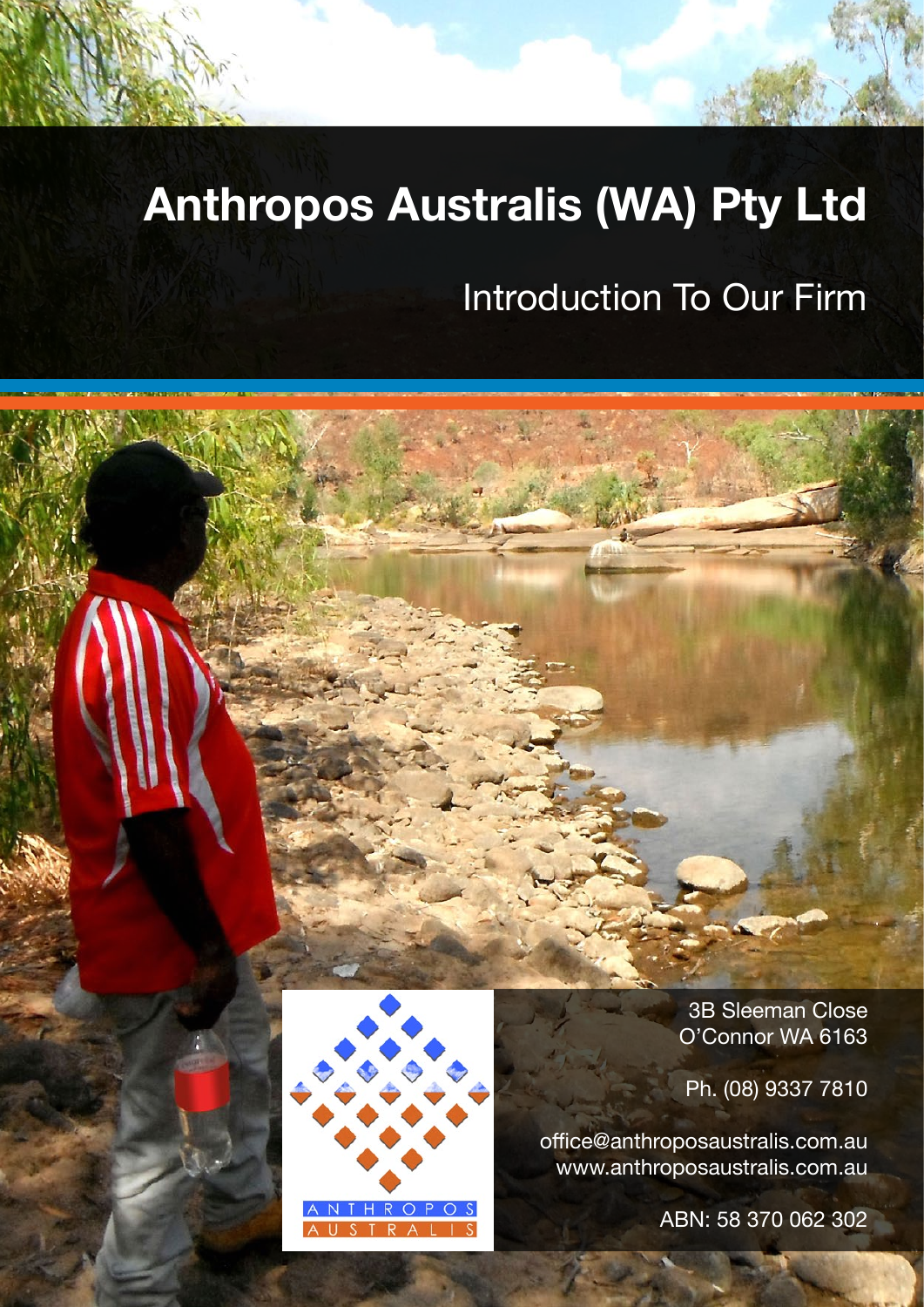# Anthropos Australis (WA) Pty Ltd

## Introduction To Our Firm

ANTHROPOS AUSTRALIS

3B Sleeman Close
O'Connor WA 6163

Ph. (08) 9337 7810

office@anthroposaustralis.com.au
www.anthroposaustralis.com.au

ABN: 58 370 062 302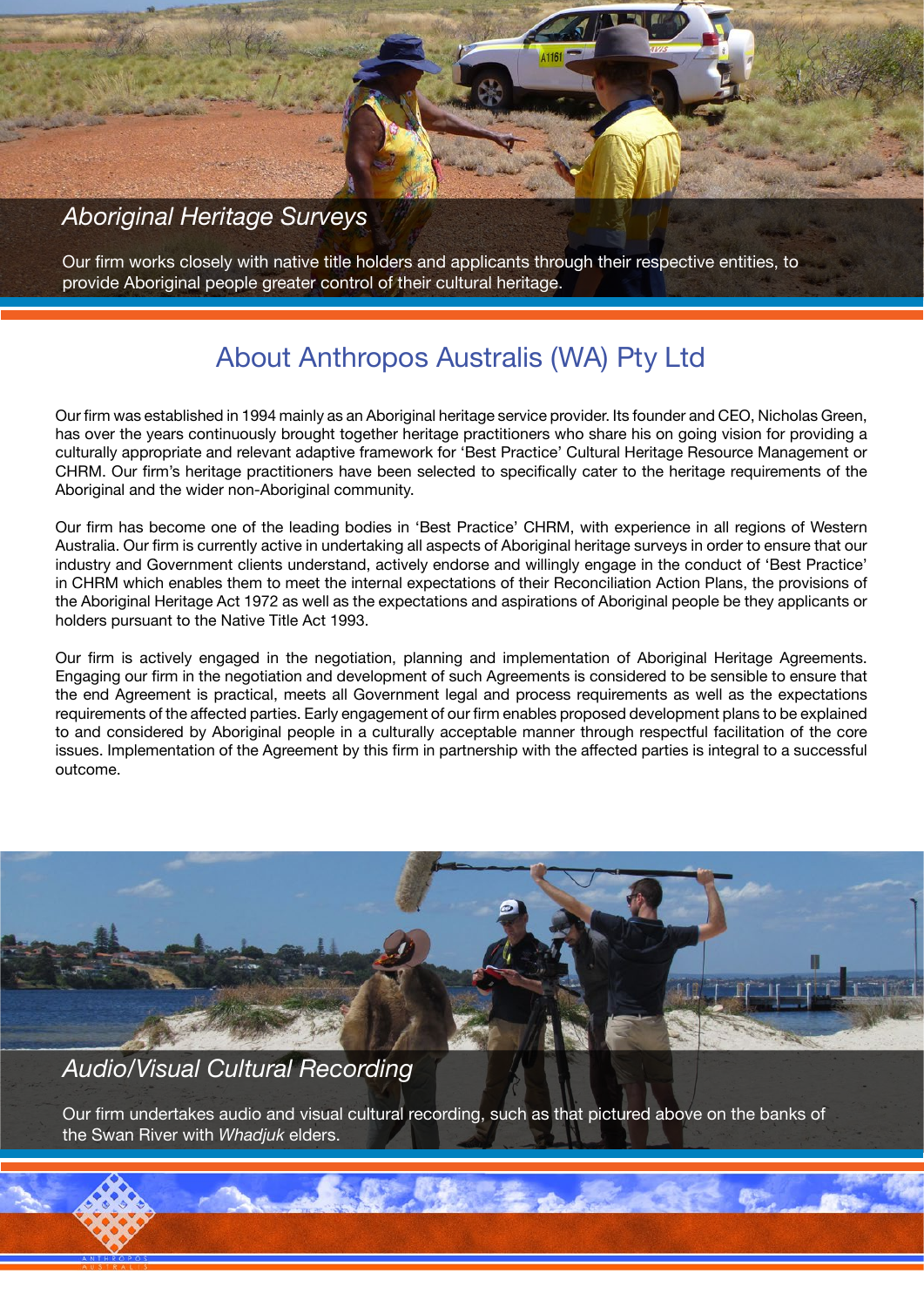## *Aboriginal Heritage Surveys*

Our firm works closely with native title holders and applicants through their respective entities, to provide Aboriginal people greater control of their cultural heritage.

# About Anthropos Australis (WA) Pty Ltd

Our firm was established in 1994 mainly as an Aboriginal heritage service provider. Its founder and CEO, Nicholas Green, has over the years continuously brought together heritage practitioners who share his on going vision for providing a culturally appropriate and relevant adaptive framework for 'Best Practice' Cultural Heritage Resource Management or CHRM. Our firm's heritage practitioners have been selected to specifically cater to the heritage requirements of the Aboriginal and the wider non-Aboriginal community.

Our firm has become one of the leading bodies in 'Best Practice' CHRM, with experience in all regions of Western Australia. Our firm is currently active in undertaking all aspects of Aboriginal heritage surveys in order to ensure that our industry and Government clients understand, actively endorse and willingly engage in the conduct of 'Best Practice' in CHRM which enables them to meet the internal expectations of their Reconciliation Action Plans, the provisions of the Aboriginal Heritage Act 1972 as well as the expectations and aspirations of Aboriginal people be they applicants or holders pursuant to the Native Title Act 1993.

Our firm is actively engaged in the negotiation, planning and implementation of Aboriginal Heritage Agreements. Engaging our firm in the negotiation and development of such Agreements is considered to be sensible to ensure that the end Agreement is practical, meets all Government legal and process requirements as well as the expectations requirements of the affected parties. Early engagement of our firm enables proposed development plans to be explained to and considered by Aboriginal people in a culturally acceptable manner through respectful facilitation of the core issues. Implementation of the Agreement by this firm in partnership with the affected parties is integral to a successful outcome.

## *Audio/Visual Cultural Recording*

Our firm undertakes audio and visual cultural recording, such as that pictured above on the banks of the Swan River with *Whadjuk* elders.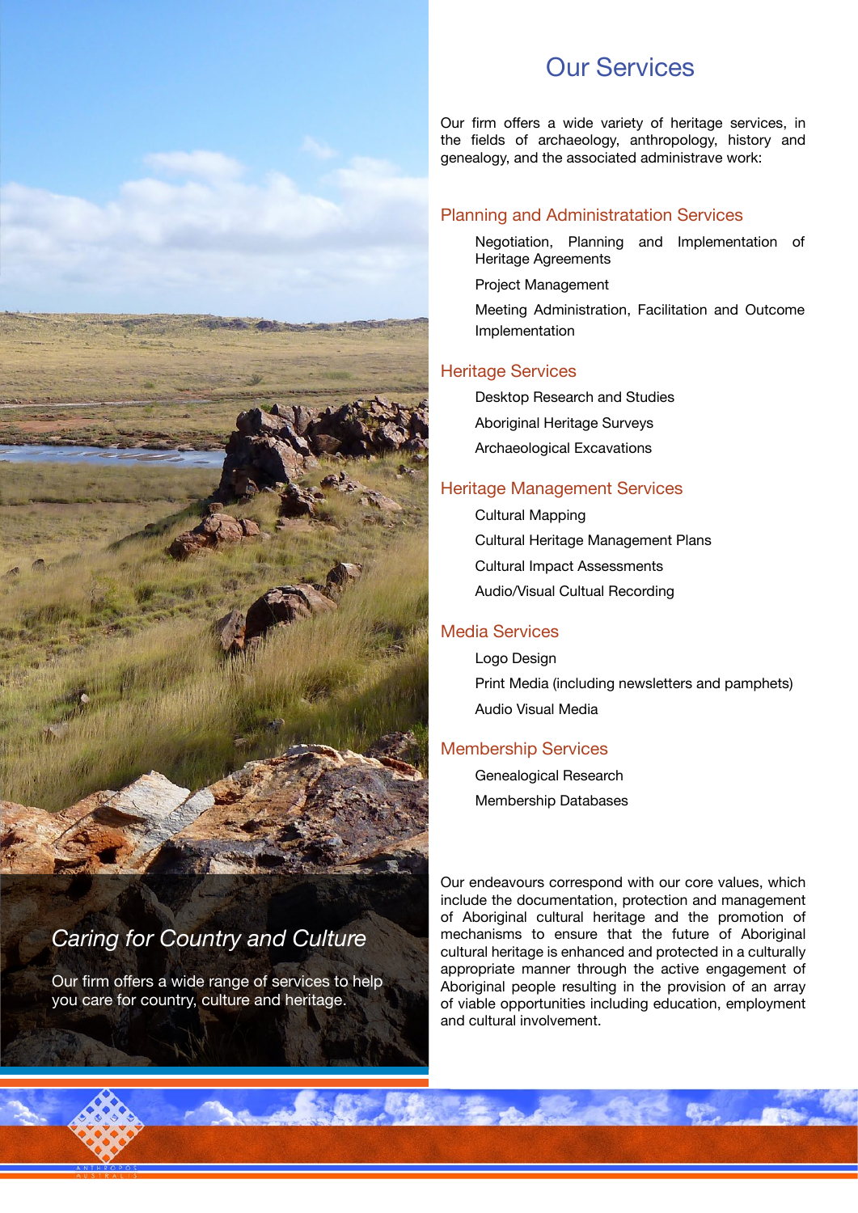*Caring for Country and Culture*

Our firm offers a wide range of services to help you care for country, culture and heritage.

# Our Services

Our firm offers a wide variety of heritage services, in the fields of archaeology, anthropology, history and genealogy, and the associated administrave work:

## Planning and Administratation Services

- Negotiation, Planning and Implementation of Heritage Agreements
- Project Management
- Meeting Administration, Facilitation and Outcome Implementation

## Heritage Services

- Desktop Research and Studies
- Aboriginal Heritage Surveys
- Archaeological Excavations

## Heritage Management Services

- Cultural Mapping
- Cultural Heritage Management Plans
- Cultural Impact Assessments
- Audio/Visual Cultual Recording

## Media Services

- Logo Design
- Print Media (including newsletters and pamphets)
- Audio Visual Media

## Membership Services

- Genealogical Research
- Membership Databases

Our endeavours correspond with our core values, which include the documentation, protection and management of Aboriginal cultural heritage and the promotion of mechanisms to ensure that the future of Aboriginal cultural heritage is enhanced and protected in a culturally appropriate manner through the active engagement of Aboriginal people resulting in the provision of an array of viable opportunities including education, employment and cultural involvement.

ANTHROPOS AUSTRALIS